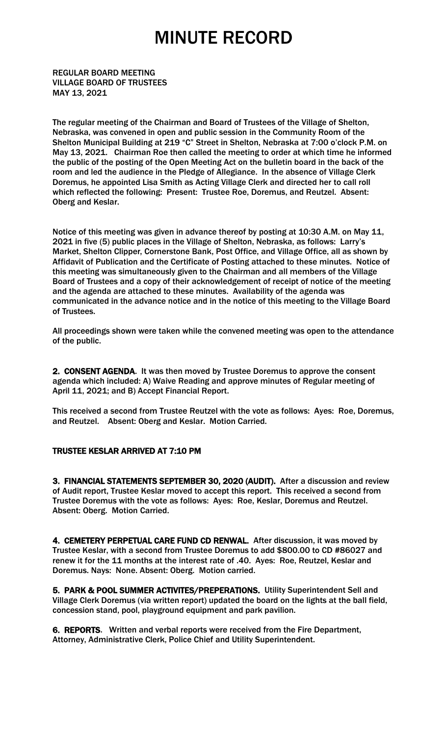# MINUTE RECORD

REGULAR BOARD MEETING
VILLAGE BOARD OF TRUSTEES
MAY 13, 2021

The regular meeting of the Chairman and Board of Trustees of the Village of Shelton, Nebraska, was convened in open and public session in the Community Room of the Shelton Municipal Building at 219 "C" Street in Shelton, Nebraska at 7:00 o'clock P.M. on May 13, 2021. Chairman Roe then called the meeting to order at which time he informed the public of the posting of the Open Meeting Act on the bulletin board in the back of the room and led the audience in the Pledge of Allegiance. In the absence of Village Clerk Doremus, he appointed Lisa Smith as Acting Village Clerk and directed her to call roll which reflected the following: Present: Trustee Roe, Doremus, and Reutzel. Absent: Oberg and Keslar.

Notice of this meeting was given in advance thereof by posting at 10:30 A.M. on May 11, 2021 in five (5) public places in the Village of Shelton, Nebraska, as follows: Larry's Market, Shelton Clipper, Cornerstone Bank, Post Office, and Village Office, all as shown by Affidavit of Publication and the Certificate of Posting attached to these minutes. Notice of this meeting was simultaneously given to the Chairman and all members of the Village Board of Trustees and a copy of their acknowledgement of receipt of notice of the meeting and the agenda are attached to these minutes. Availability of the agenda was communicated in the advance notice and in the notice of this meeting to the Village Board of Trustees.

All proceedings shown were taken while the convened meeting was open to the attendance of the public.

**2. CONSENT AGENDA**. It was then moved by Trustee Doremus to approve the consent agenda which included: A) Waive Reading and approve minutes of Regular meeting of April 11, 2021; and B) Accept Financial Report.

This received a second from Trustee Reutzel with the vote as follows: Ayes: Roe, Doremus, and Reutzel. Absent: Oberg and Keslar. Motion Carried.

**TRUSTEE KESLAR ARRIVED AT 7:10 PM**

**3. FINANCIAL STATEMENTS SEPTEMBER 30, 2020 (AUDIT).** After a discussion and review of Audit report, Trustee Keslar moved to accept this report. This received a second from Trustee Doremus with the vote as follows: Ayes: Roe, Keslar, Doremus and Reutzel. Absent: Oberg. Motion Carried.

**4. CEMETERY PERPETUAL CARE FUND CD RENWAL.** After discussion, it was moved by Trustee Keslar, with a second from Trustee Doremus to add $800.00 to CD #86027 and renew it for the 11 months at the interest rate of .40. Ayes: Roe, Reutzel, Keslar and Doremus. Nays: None. Absent: Oberg. Motion carried.

**5. PARK & POOL SUMMER ACTIVITES/PREPERATIONS.** Utility Superintendent Sell and Village Clerk Doremus (via written report) updated the board on the lights at the ball field, concession stand, pool, playground equipment and park pavilion.

**6. REPORTS**. Written and verbal reports were received from the Fire Department, Attorney, Administrative Clerk, Police Chief and Utility Superintendent.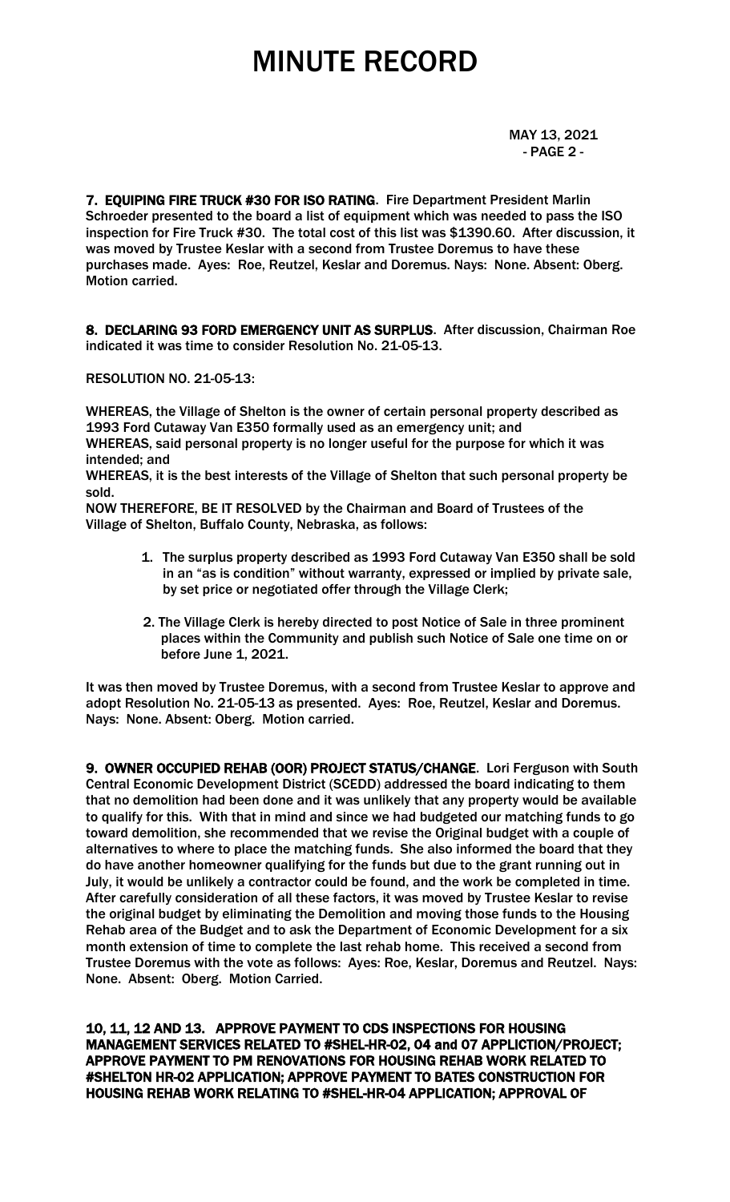# MINUTE RECORD

MAY 13, 2021
- PAGE 2 -

**7. EQUIPING FIRE TRUCK #30 FOR ISO RATING**. Fire Department President Marlin Schroeder presented to the board a list of equipment which was needed to pass the ISO inspection for Fire Truck #30. The total cost of this list was $1390.60. After discussion, it was moved by Trustee Keslar with a second from Trustee Doremus to have these purchases made. Ayes: Roe, Reutzel, Keslar and Doremus. Nays: None. Absent: Oberg. Motion carried.

**8. DECLARING 93 FORD EMERGENCY UNIT AS SURPLUS**. After discussion, Chairman Roe indicated it was time to consider Resolution No. 21-05-13.

RESOLUTION NO. 21-05-13:

WHEREAS, the Village of Shelton is the owner of certain personal property described as 1993 Ford Cutaway Van E350 formally used as an emergency unit; and
WHEREAS, said personal property is no longer useful for the purpose for which it was intended; and
WHEREAS, it is the best interests of the Village of Shelton that such personal property be sold.
NOW THEREFORE, BE IT RESOLVED by the Chairman and Board of Trustees of the Village of Shelton, Buffalo County, Nebraska, as follows:

1. The surplus property described as 1993 Ford Cutaway Van E350 shall be sold in an "as is condition" without warranty, expressed or implied by private sale, by set price or negotiated offer through the Village Clerk;
2. The Village Clerk is hereby directed to post Notice of Sale in three prominent places within the Community and publish such Notice of Sale one time on or before June 1, 2021.

It was then moved by Trustee Doremus, with a second from Trustee Keslar to approve and adopt Resolution No. 21-05-13 as presented. Ayes: Roe, Reutzel, Keslar and Doremus. Nays: None. Absent: Oberg. Motion carried.

**9. OWNER OCCUPIED REHAB (OOR) PROJECT STATUS/CHANGE**. Lori Ferguson with South Central Economic Development District (SCEDD) addressed the board indicating to them that no demolition had been done and it was unlikely that any property would be available to qualify for this. With that in mind and since we had budgeted our matching funds to go toward demolition, she recommended that we revise the Original budget with a couple of alternatives to where to place the matching funds. She also informed the board that they do have another homeowner qualifying for the funds but due to the grant running out in July, it would be unlikely a contractor could be found, and the work be completed in time. After carefully consideration of all these factors, it was moved by Trustee Keslar to revise the original budget by eliminating the Demolition and moving those funds to the Housing Rehab area of the Budget and to ask the Department of Economic Development for a six month extension of time to complete the last rehab home. This received a second from Trustee Doremus with the vote as follows: Ayes: Roe, Keslar, Doremus and Reutzel. Nays: None. Absent: Oberg. Motion Carried.

**10, 11, 12 AND 13. APPROVE PAYMENT TO CDS INSPECTIONS FOR HOUSING MANAGEMENT SERVICES RELATED TO #SHEL-HR-02, 04 and 07 APPLICTION/PROJECT; APPROVE PAYMENT TO PM RENOVATIONS FOR HOUSING REHAB WORK RELATED TO #SHELTON HR-02 APPLICATION; APPROVE PAYMENT TO BATES CONSTRUCTION FOR HOUSING REHAB WORK RELATING TO #SHEL-HR-04 APPLICATION; APPROVAL OF**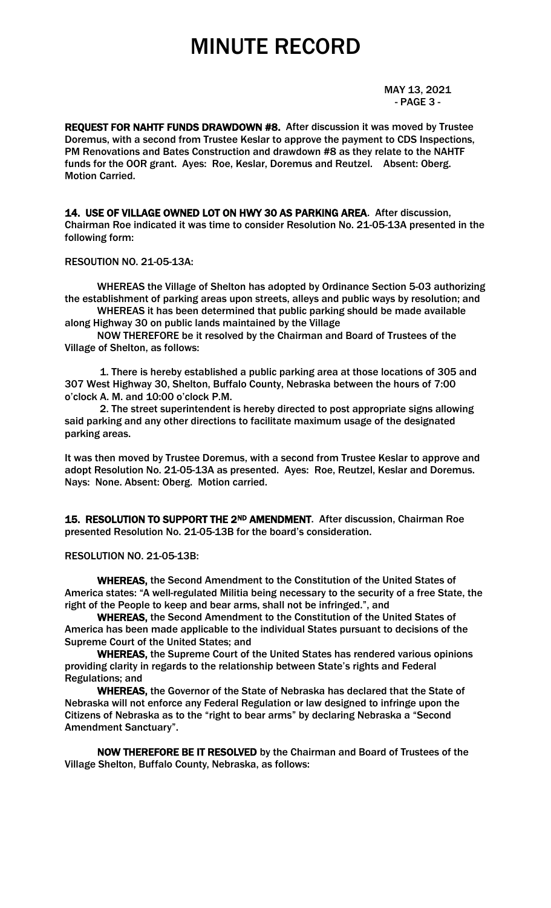# MINUTE RECORD

MAY 13, 2021
- PAGE 3 -

**REQUEST FOR NAHTF FUNDS DRAWDOWN #8.** After discussion it was moved by Trustee Doremus, with a second from Trustee Keslar to approve the payment to CDS Inspections, PM Renovations and Bates Construction and drawdown #8 as they relate to the NAHTF funds for the OOR grant. Ayes: Roe, Keslar, Doremus and Reutzel. Absent: Oberg. Motion Carried.

**14. USE OF VILLAGE OWNED LOT ON HWY 30 AS PARKING AREA**. After discussion, Chairman Roe indicated it was time to consider Resolution No. 21-05-13A presented in the following form:

RESOUTION NO. 21-05-13A:

WHEREAS the Village of Shelton has adopted by Ordinance Section 5-03 authorizing the establishment of parking areas upon streets, alleys and public ways by resolution; and

WHEREAS it has been determined that public parking should be made available along Highway 30 on public lands maintained by the Village

NOW THEREFORE be it resolved by the Chairman and Board of Trustees of the Village of Shelton, as follows:

1. There is hereby established a public parking area at those locations of 305 and 307 West Highway 30, Shelton, Buffalo County, Nebraska between the hours of 7:00 o'clock A. M. and 10:00 o'clock P.M.

2. The street superintendent is hereby directed to post appropriate signs allowing said parking and any other directions to facilitate maximum usage of the designated parking areas.

It was then moved by Trustee Doremus, with a second from Trustee Keslar to approve and adopt Resolution No. 21-05-13A as presented. Ayes: Roe, Reutzel, Keslar and Doremus. Nays: None. Absent: Oberg. Motion carried.

**15. RESOLUTION TO SUPPORT THE 2ND AMENDMENT**. After discussion, Chairman Roe presented Resolution No. 21-05-13B for the board's consideration.

RESOLUTION NO. 21-05-13B:

**WHEREAS,** the Second Amendment to the Constitution of the United States of America states: "A well-regulated Militia being necessary to the security of a free State, the right of the People to keep and bear arms, shall not be infringed.", and

**WHEREAS,** the Second Amendment to the Constitution of the United States of America has been made applicable to the individual States pursuant to decisions of the Supreme Court of the United States; and

**WHEREAS,** the Supreme Court of the United States has rendered various opinions providing clarity in regards to the relationship between State's rights and Federal Regulations; and

**WHEREAS,** the Governor of the State of Nebraska has declared that the State of Nebraska will not enforce any Federal Regulation or law designed to infringe upon the Citizens of Nebraska as to the "right to bear arms" by declaring Nebraska a "Second Amendment Sanctuary".

**NOW THEREFORE BE IT RESOLVED** by the Chairman and Board of Trustees of the Village Shelton, Buffalo County, Nebraska, as follows: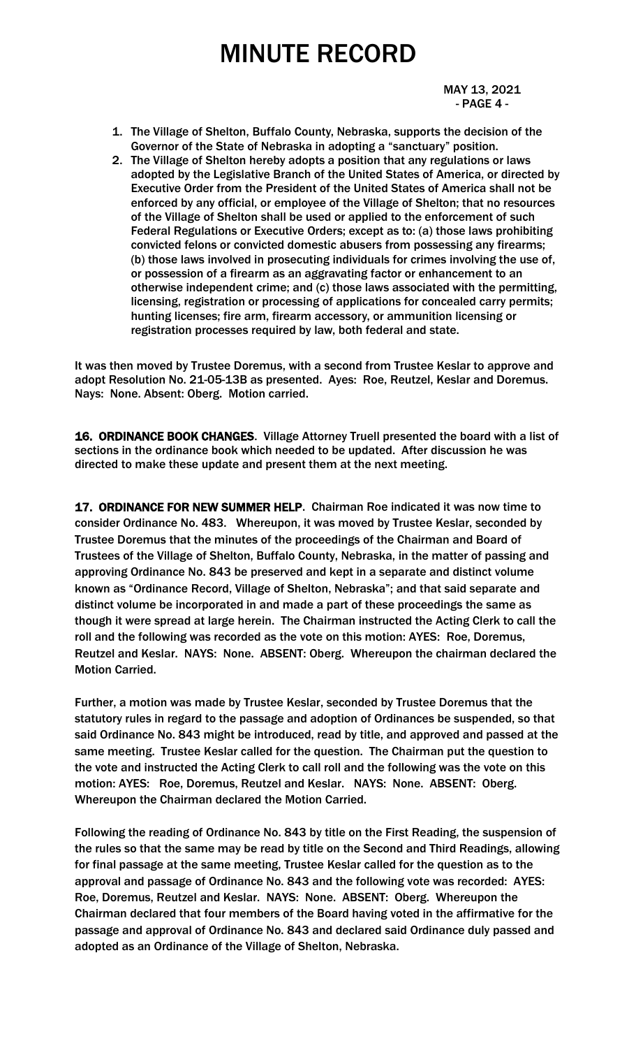1. The Village of Shelton, Buffalo County, Nebraska, supports the decision of the Governor of the State of Nebraska in adopting a "sanctuary" position.
2. The Village of Shelton hereby adopts a position that any regulations or laws adopted by the Legislative Branch of the United States of America, or directed by Executive Order from the President of the United States of America shall not be enforced by any official, or employee of the Village of Shelton; that no resources of the Village of Shelton shall be used or applied to the enforcement of such Federal Regulations or Executive Orders; except as to: (a) those laws prohibiting convicted felons or convicted domestic abusers from possessing any firearms; (b) those laws involved in prosecuting individuals for crimes involving the use of, or possession of a firearm as an aggravating factor or enhancement to an otherwise independent crime; and (c) those laws associated with the permitting, licensing, registration or processing of applications for concealed carry permits; hunting licenses; fire arm, firearm accessory, or ammunition licensing or registration processes required by law, both federal and state.

It was then moved by Trustee Doremus, with a second from Trustee Keslar to approve and adopt Resolution No. 21-05-13B as presented. Ayes: Roe, Reutzel, Keslar and Doremus. Nays: None. Absent: Oberg. Motion carried.

**16. ORDINANCE BOOK CHANGES**. Village Attorney Truell presented the board with a list of sections in the ordinance book which needed to be updated. After discussion he was directed to make these update and present them at the next meeting.

**17. ORDINANCE FOR NEW SUMMER HELP**. Chairman Roe indicated it was now time to consider Ordinance No. 483. Whereupon, it was moved by Trustee Keslar, seconded by Trustee Doremus that the minutes of the proceedings of the Chairman and Board of Trustees of the Village of Shelton, Buffalo County, Nebraska, in the matter of passing and approving Ordinance No. 843 be preserved and kept in a separate and distinct volume known as "Ordinance Record, Village of Shelton, Nebraska"; and that said separate and distinct volume be incorporated in and made a part of these proceedings the same as though it were spread at large herein. The Chairman instructed the Acting Clerk to call the roll and the following was recorded as the vote on this motion: AYES: Roe, Doremus, Reutzel and Keslar. NAYS: None. ABSENT: Oberg. Whereupon the chairman declared the Motion Carried.

Further, a motion was made by Trustee Keslar, seconded by Trustee Doremus that the statutory rules in regard to the passage and adoption of Ordinances be suspended, so that said Ordinance No. 843 might be introduced, read by title, and approved and passed at the same meeting. Trustee Keslar called for the question. The Chairman put the question to the vote and instructed the Acting Clerk to call roll and the following was the vote on this motion: AYES: Roe, Doremus, Reutzel and Keslar. NAYS: None. ABSENT: Oberg. Whereupon the Chairman declared the Motion Carried.

Following the reading of Ordinance No. 843 by title on the First Reading, the suspension of the rules so that the same may be read by title on the Second and Third Readings, allowing for final passage at the same meeting, Trustee Keslar called for the question as to the approval and passage of Ordinance No. 843 and the following vote was recorded: AYES: Roe, Doremus, Reutzel and Keslar. NAYS: None. ABSENT: Oberg. Whereupon the Chairman declared that four members of the Board having voted in the affirmative for the passage and approval of Ordinance No. 843 and declared said Ordinance duly passed and adopted as an Ordinance of the Village of Shelton, Nebraska.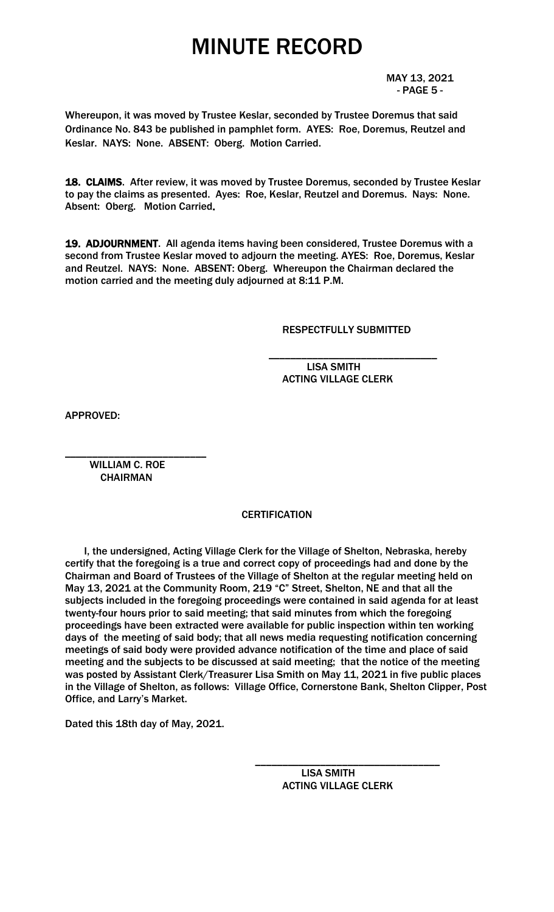Whereupon, it was moved by Trustee Keslar, seconded by Trustee Doremus that said Ordinance No. 843 be published in pamphlet form. AYES: Roe, Doremus, Reutzel and Keslar. NAYS: None. ABSENT: Oberg. Motion Carried.

**18. CLAIMS**. After review, it was moved by Trustee Doremus, seconded by Trustee Keslar to pay the claims as presented. Ayes: Roe, Keslar, Reutzel and Doremus. Nays: None. Absent: Oberg. Motion Carried.

**19. ADJOURNMENT**. All agenda items having been considered, Trustee Doremus with a second from Trustee Keslar moved to adjourn the meeting. AYES: Roe, Doremus, Keslar and Reutzel. NAYS: None. ABSENT: Oberg. Whereupon the Chairman declared the motion carried and the meeting duly adjourned at 8:11 P.M.

RESPECTFULLY SUBMITTED

\_\_\_\_\_\_\_\_\_\_\_\_\_\_\_\_\_\_\_\_\_\_\_\_\_\_\_\_\_\_\_\_
LISA SMITH
ACTING VILLAGE CLERK

APPROVED:

\_\_\_\_\_\_\_\_\_\_\_\_\_\_\_\_\_\_\_\_\_\_\_\_\_\_\_\_\_\_
WILLIAM C. ROE
CHAIRMAN

## CERTIFICATION

I, the undersigned, Acting Village Clerk for the Village of Shelton, Nebraska, hereby certify that the foregoing is a true and correct copy of proceedings had and done by the Chairman and Board of Trustees of the Village of Shelton at the regular meeting held on May 13, 2021 at the Community Room, 219 "C" Street, Shelton, NE and that all the subjects included in the foregoing proceedings were contained in said agenda for at least twenty-four hours prior to said meeting; that said minutes from which the foregoing proceedings have been extracted were available for public inspection within ten working days of the meeting of said body; that all news media requesting notification concerning meetings of said body were provided advance notification of the time and place of said meeting and the subjects to be discussed at said meeting; that the notice of the meeting was posted by Assistant Clerk/Treasurer Lisa Smith on May 11, 2021 in five public places in the Village of Shelton, as follows: Village Office, Cornerstone Bank, Shelton Clipper, Post Office, and Larry's Market.

Dated this 18th day of May, 2021.

\_\_\_\_\_\_\_\_\_\_\_\_\_\_\_\_\_\_\_\_\_\_\_\_\_\_\_\_\_\_\_\_\_\_\_\_
LISA SMITH
ACTING VILLAGE CLERK